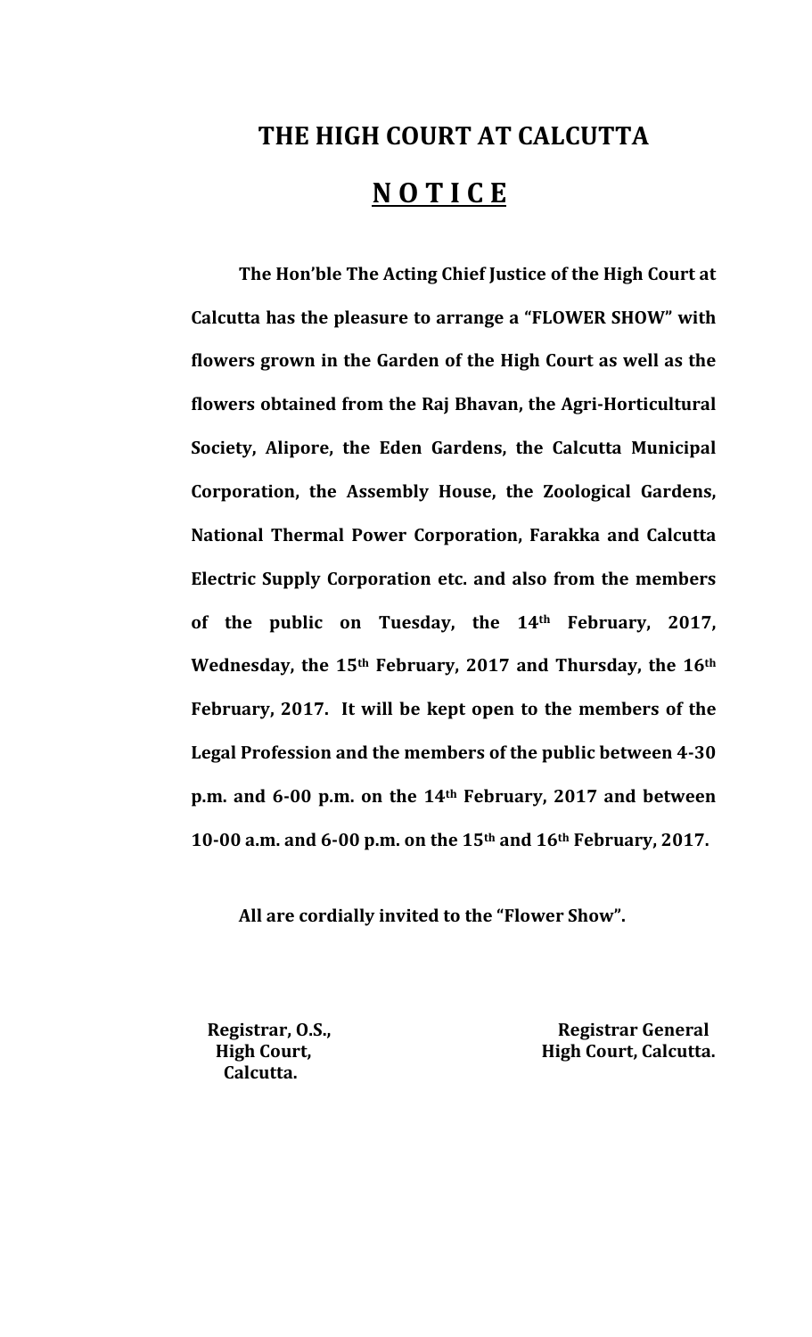# THE HIGH COURT AT CALCUTTA

## N O T I C E

**The Hon'ble The Acting Chief Justice of the High Court at Calcutta has the pleasure to arrange a "FLOWER SHOW" with flowers grown in the Garden of the High Court as well as the flowers obtained from the Raj Bhavan, the Agri-Horticultural Society, Alipore, the Eden Gardens, the Calcutta Municipal Corporation, the Assembly House, the Zoological Gardens, National Thermal Power Corporation, Farakka and Calcutta Electric Supply Corporation etc. and also from the members of the public on Tuesday, the 14th February, 2017, Wednesday, the 15th February, 2017 and Thursday, the 16th February, 2017. It will be kept open to the members of the Legal Profession and the members of the public between 4-30 p.m. and 6-00 p.m. on the 14th February, 2017 and between 10-00 a.m. and 6-00 p.m. on the 15th and 16th February, 2017.**

**All are cordially invited to the "Flower Show".**

**Registrar, O.S.,**
**High Court,**
**Calcutta.**

**Registrar General**
**High Court, Calcutta.**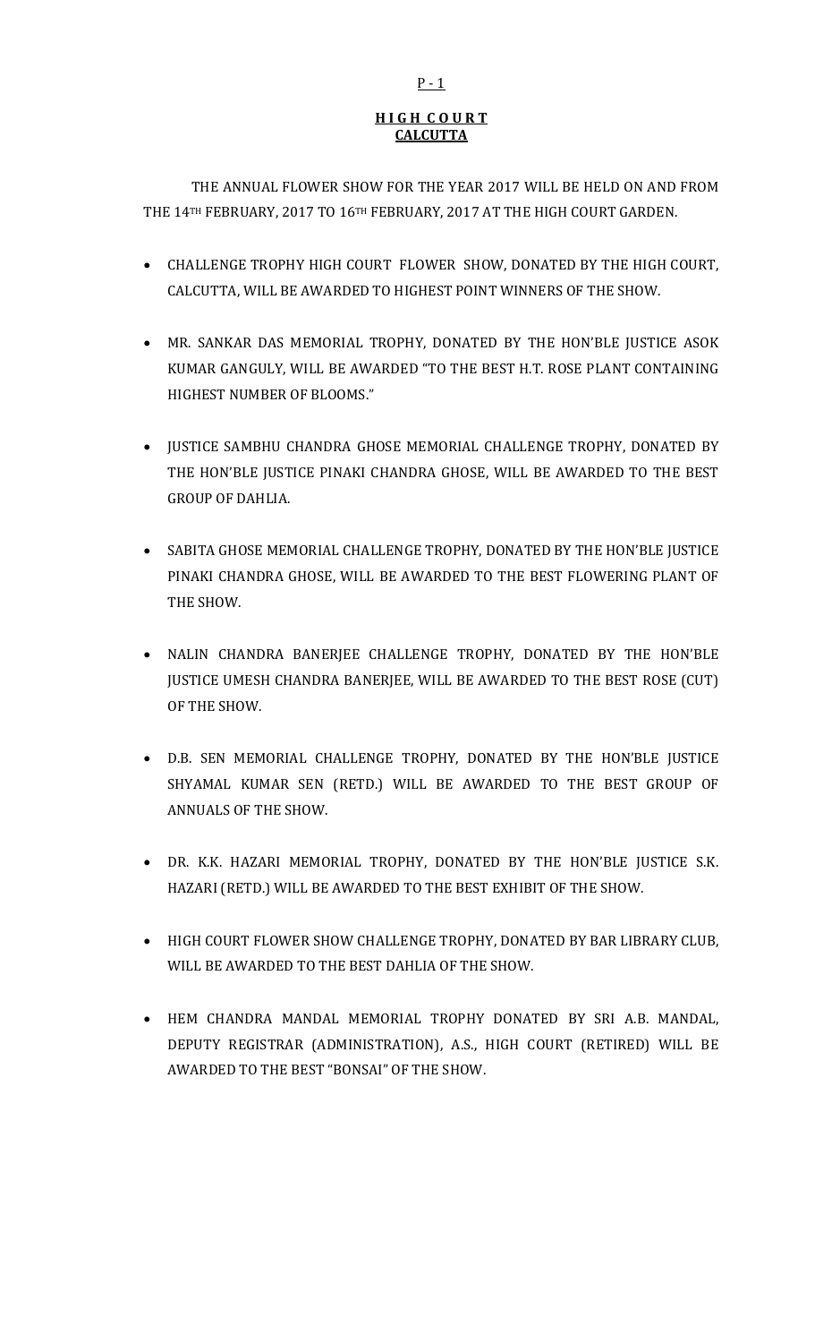P - 1

**H I G H C O U R T**
**CALCUTTA**

THE ANNUAL FLOWER SHOW FOR THE YEAR 2017 WILL BE HELD ON AND FROM THE 14TH FEBRUARY, 2017 TO 16TH FEBRUARY, 2017 AT THE HIGH COURT GARDEN.

- CHALLENGE TROPHY HIGH COURT FLOWER SHOW, DONATED BY THE HIGH COURT, CALCUTTA, WILL BE AWARDED TO HIGHEST POINT WINNERS OF THE SHOW.
- MR. SANKAR DAS MEMORIAL TROPHY, DONATED BY THE HON'BLE JUSTICE ASOK KUMAR GANGULY, WILL BE AWARDED "TO THE BEST H.T. ROSE PLANT CONTAINING HIGHEST NUMBER OF BLOOMS."
- JUSTICE SAMBHU CHANDRA GHOSE MEMORIAL CHALLENGE TROPHY, DONATED BY THE HON'BLE JUSTICE PINAKI CHANDRA GHOSE, WILL BE AWARDED TO THE BEST GROUP OF DAHLIA.
- SABITA GHOSE MEMORIAL CHALLENGE TROPHY, DONATED BY THE HON'BLE JUSTICE PINAKI CHANDRA GHOSE, WILL BE AWARDED TO THE BEST FLOWERING PLANT OF THE SHOW.
- NALIN CHANDRA BANERJEE CHALLENGE TROPHY, DONATED BY THE HON'BLE JUSTICE UMESH CHANDRA BANERJEE, WILL BE AWARDED TO THE BEST ROSE (CUT) OF THE SHOW.
- D.B. SEN MEMORIAL CHALLENGE TROPHY, DONATED BY THE HON'BLE JUSTICE SHYAMAL KUMAR SEN (RETD.) WILL BE AWARDED TO THE BEST GROUP OF ANNUALS OF THE SHOW.
- DR. K.K. HAZARI MEMORIAL TROPHY, DONATED BY THE HON'BLE JUSTICE S.K. HAZARI (RETD.) WILL BE AWARDED TO THE BEST EXHIBIT OF THE SHOW.
- HIGH COURT FLOWER SHOW CHALLENGE TROPHY, DONATED BY BAR LIBRARY CLUB, WILL BE AWARDED TO THE BEST DAHLIA OF THE SHOW.
- HEM CHANDRA MANDAL MEMORIAL TROPHY DONATED BY SRI A.B. MANDAL, DEPUTY REGISTRAR (ADMINISTRATION), A.S., HIGH COURT (RETIRED) WILL BE AWARDED TO THE BEST "BONSAI" OF THE SHOW.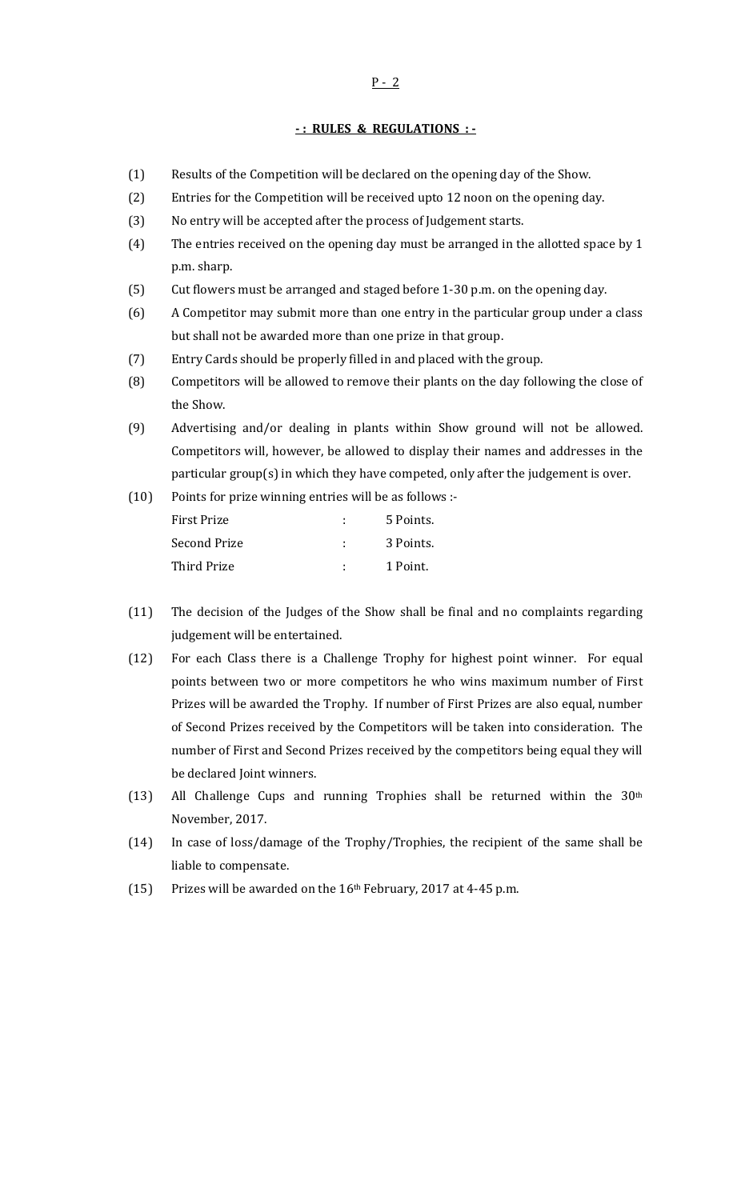## - : RULES & REGULATIONS : -

(1) Results of the Competition will be declared on the opening day of the Show.

(2) Entries for the Competition will be received upto 12 noon on the opening day.

(3) No entry will be accepted after the process of Judgement starts.

(4) The entries received on the opening day must be arranged in the allotted space by 1 p.m. sharp.

(5) Cut flowers must be arranged and staged before 1-30 p.m. on the opening day.

(6) A Competitor may submit more than one entry in the particular group under a class but shall not be awarded more than one prize in that group.

(7) Entry Cards should be properly filled in and placed with the group.

(8) Competitors will be allowed to remove their plants on the day following the close of the Show.

(9) Advertising and/or dealing in plants within Show ground will not be allowed. Competitors will, however, be allowed to display their names and addresses in the particular group(s) in which they have competed, only after the judgement is over.

(10) Points for prize winning entries will be as follows :-

| | | |
|---|---|---|
| First Prize | : | 5 Points. |
| Second Prize | : | 3 Points. |
| Third Prize | : | 1 Point. |

(11) The decision of the Judges of the Show shall be final and no complaints regarding judgement will be entertained.

(12) For each Class there is a Challenge Trophy for highest point winner. For equal points between two or more competitors he who wins maximum number of First Prizes will be awarded the Trophy. If number of First Prizes are also equal, number of Second Prizes received by the Competitors will be taken into consideration. The number of First and Second Prizes received by the competitors being equal they will be declared Joint winners.

(13) All Challenge Cups and running Trophies shall be returned within the 30th November, 2017.

(14) In case of loss/damage of the Trophy/Trophies, the recipient of the same shall be liable to compensate.

(15) Prizes will be awarded on the 16th February, 2017 at 4-45 p.m.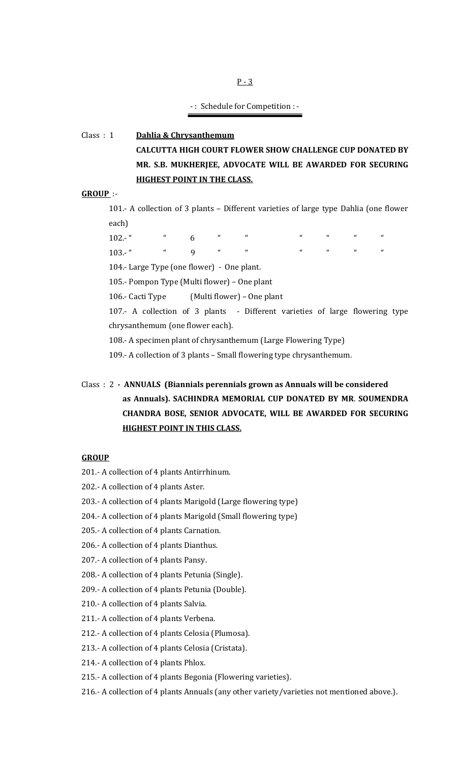- : Schedule for Competition : -

Class : 1 **Dahlia & Chrysanthemum**

**CALCUTTA HIGH COURT FLOWER SHOW CHALLENGE CUP DONATED BY MR. S.B. MUKHERJEE, ADVOCATE WILL BE AWARDED FOR SECURING HIGHEST POINT IN THE CLASS.**

**GROUP** :-

101.- A collection of 3 plants – Different varieties of large type Dahlia (one flower each)

102.- " " 6 " " " " " "

103.- " " 9 " " " " " "

104.- Large Type (one flower) - One plant.

105.- Pompon Type (Multi flower) – One plant

106.- Cacti Type (Multi flower) – One plant

107.- A collection of 3 plants - Different varieties of large flowering type chrysanthemum (one flower each).

108.- A specimen plant of chrysanthemum (Large Flowering Type)

109.- A collection of 3 plants – Small flowering type chrysanthemum.

Class : 2 **- ANNUALS (Biannials perennials grown as Annuals will be considered as Annuals). SACHINDRA MEMORIAL CUP DONATED BY MR. SOUMENDRA CHANDRA BOSE, SENIOR ADVOCATE, WILL BE AWARDED FOR SECURING HIGHEST POINT IN THIS CLASS.**

**GROUP**

201.- A collection of 4 plants Antirrhinum.

202.- A collection of 4 plants Aster.

203.- A collection of 4 plants Marigold (Large flowering type)

204.- A collection of 4 plants Marigold (Small flowering type)

205.- A collection of 4 plants Carnation.

206.- A collection of 4 plants Dianthus.

207.- A collection of 4 plants Pansy.

208.- A collection of 4 plants Petunia (Single).

209.- A collection of 4 plants Petunia (Double).

210.- A collection of 4 plants Salvia.

211.- A collection of 4 plants Verbena.

212.- A collection of 4 plants Celosia (Plumosa).

213.- A collection of 4 plants Celosia (Cristata).

214.- A collection of 4 plants Phlox.

215.- A collection of 4 plants Begonia (Flowering varieties).

216.- A collection of 4 plants Annuals (any other variety/varieties not mentioned above.).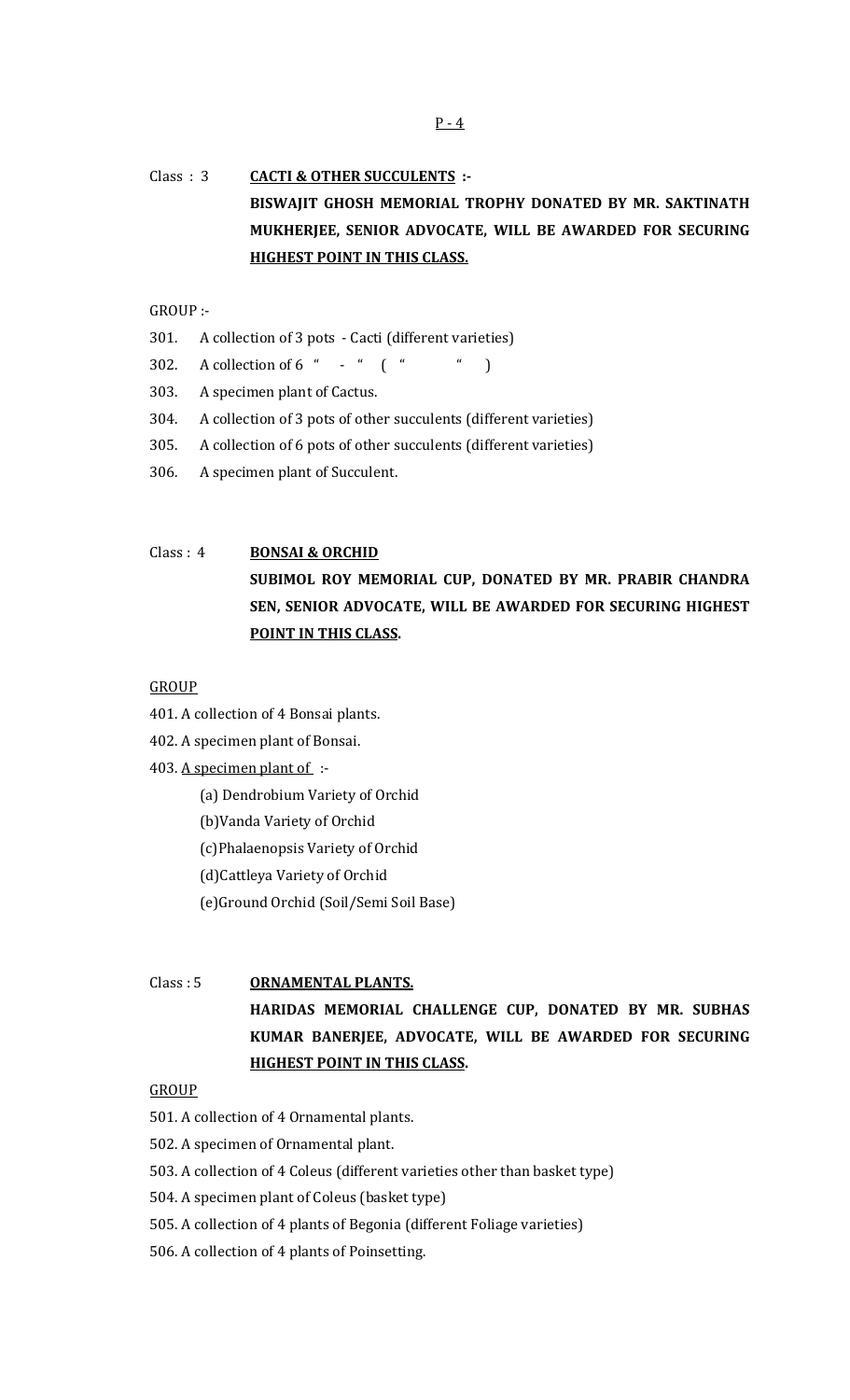Class : 3 **CACTI & OTHER SUCCULENTS :-**

**BISWAJIT GHOSH MEMORIAL TROPHY DONATED BY MR. SAKTINATH MUKHERJEE, SENIOR ADVOCATE, WILL BE AWARDED FOR SECURING HIGHEST POINT IN THIS CLASS.**

GROUP :-

301. A collection of 3 pots - Cacti (different varieties)
302. A collection of 6 " - " ( " " )
303. A specimen plant of Cactus.
304. A collection of 3 pots of other succulents (different varieties)
305. A collection of 6 pots of other succulents (different varieties)
306. A specimen plant of Succulent.

Class : 4 **BONSAI & ORCHID**

**SUBIMOL ROY MEMORIAL CUP, DONATED BY MR. PRABIR CHANDRA SEN, SENIOR ADVOCATE, WILL BE AWARDED FOR SECURING HIGHEST POINT IN THIS CLASS.**

GROUP

401. A collection of 4 Bonsai plants.
402. A specimen plant of Bonsai.
403. A specimen plant of :-
    - (a) Dendrobium Variety of Orchid
    - (b)Vanda Variety of Orchid
    - (c)Phalaenopsis Variety of Orchid
    - (d)Cattleya Variety of Orchid
    - (e)Ground Orchid (Soil/Semi Soil Base)

Class : 5 **ORNAMENTAL PLANTS.**

**HARIDAS MEMORIAL CHALLENGE CUP, DONATED BY MR. SUBHAS KUMAR BANERJEE, ADVOCATE, WILL BE AWARDED FOR SECURING HIGHEST POINT IN THIS CLASS.**

GROUP

501. A collection of 4 Ornamental plants.
502. A specimen of Ornamental plant.
503. A collection of 4 Coleus (different varieties other than basket type)
504. A specimen plant of Coleus (basket type)
505. A collection of 4 plants of Begonia (different Foliage varieties)
506. A collection of 4 plants of Poinsetting.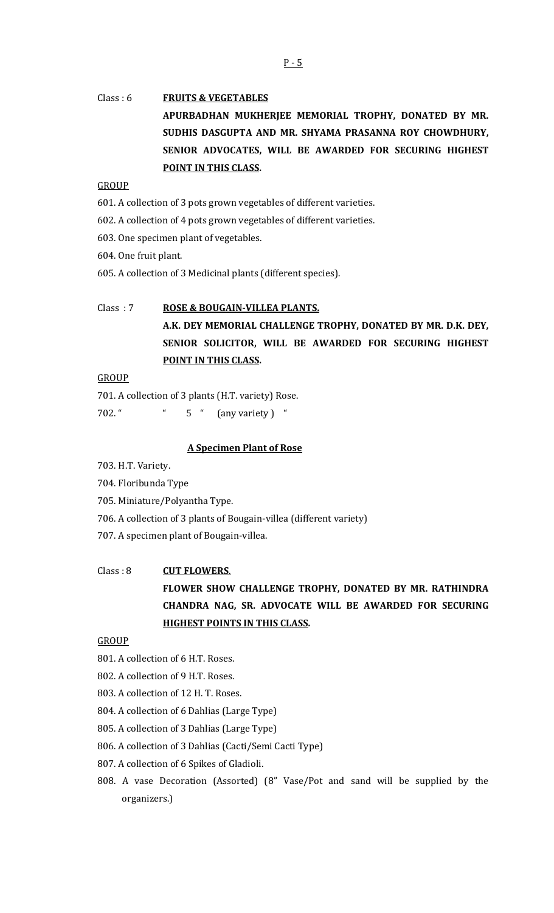Class : 6 **FRUITS & VEGETABLES**

**APURBADHAN MUKHERJEE MEMORIAL TROPHY, DONATED BY MR. SUDHIS DASGUPTA AND MR. SHYAMA PRASANNA ROY CHOWDHURY, SENIOR ADVOCATES, WILL BE AWARDED FOR SECURING HIGHEST POINT IN THIS CLASS.**

GROUP

601. A collection of 3 pots grown vegetables of different varieties.

602. A collection of 4 pots grown vegetables of different varieties.

603. One specimen plant of vegetables.

604. One fruit plant.

605. A collection of 3 Medicinal plants (different species).

Class : 7 **ROSE & BOUGAIN-VILLEA PLANTS.**

**A.K. DEY MEMORIAL CHALLENGE TROPHY, DONATED BY MR. D.K. DEY, SENIOR SOLICITOR, WILL BE AWARDED FOR SECURING HIGHEST POINT IN THIS CLASS.**

GROUP

701. A collection of 3 plants (H.T. variety) Rose.

702. " " 5 " (any variety) "

**A Specimen Plant of Rose**

703. H.T. Variety.

704. Floribunda Type

705. Miniature/Polyantha Type.

706. A collection of 3 plants of Bougain-villea (different variety)

707. A specimen plant of Bougain-villea.

Class : 8 **CUT FLOWERS.**

**FLOWER SHOW CHALLENGE TROPHY, DONATED BY MR. RATHINDRA CHANDRA NAG, SR. ADVOCATE WILL BE AWARDED FOR SECURING HIGHEST POINTS IN THIS CLASS.**

GROUP

801. A collection of 6 H.T. Roses.

802. A collection of 9 H.T. Roses.

803. A collection of 12 H. T. Roses.

804. A collection of 6 Dahlias (Large Type)

805. A collection of 3 Dahlias (Large Type)

806. A collection of 3 Dahlias (Cacti/Semi Cacti Type)

807. A collection of 6 Spikes of Gladioli.

808. A vase Decoration (Assorted) (8" Vase/Pot and sand will be supplied by the organizers.)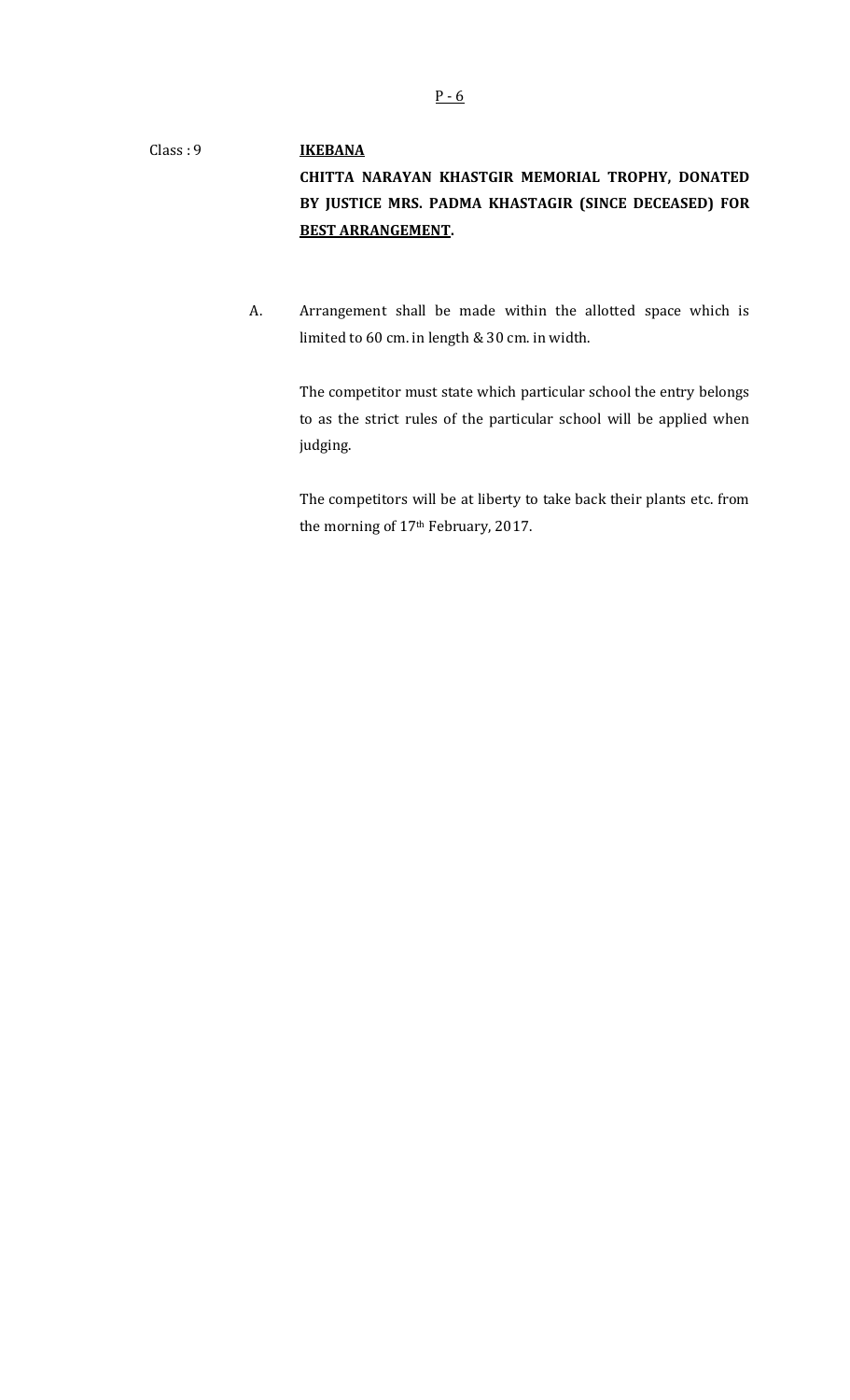Class : 9 **IKEBANA**

**CHITTA NARAYAN KHASTGIR MEMORIAL TROPHY, DONATED BY JUSTICE MRS. PADMA KHASTAGIR (SINCE DECEASED) FOR BEST ARRANGEMENT.**

A. Arrangement shall be made within the allotted space which is limited to 60 cm. in length & 30 cm. in width.

The competitor must state which particular school the entry belongs to as the strict rules of the particular school will be applied when judging.

The competitors will be at liberty to take back their plants etc. from the morning of 17th February, 2017.